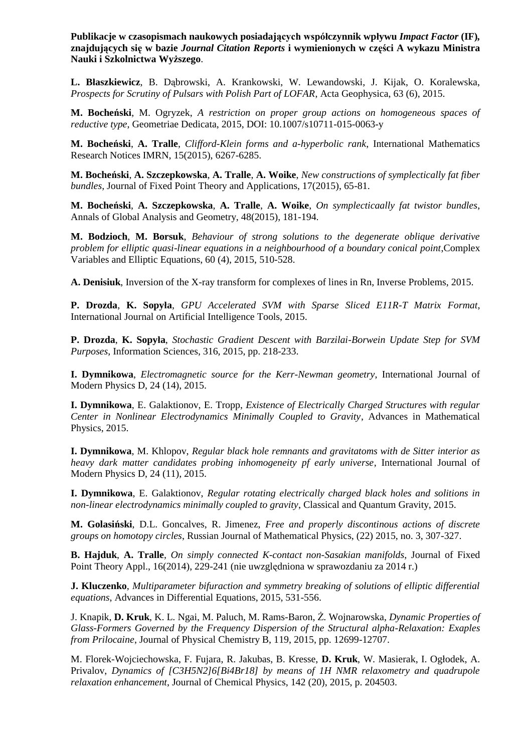**Publikacje w czasopismach naukowych posiadających współczynnik wpływu *Impact Factor* (IF), znajdujących się w bazie *Journal Citation Reports* i wymienionych w części A wykazu Ministra Nauki i Szkolnictwa Wyższego**.

**L. Błaszkiewicz**, B. Dąbrowski, A. Krankowski, W. Lewandowski, J. Kijak, O. Koralewska, *Prospects for Scrutiny of Pulsars with Polish Part of LOFAR*, Acta Geophysica, 63 (6), 2015.

**M. Bocheński**, M. Ogryzek, *A restriction on proper group actions on homogeneous spaces of reductive type*, Geometriae Dedicata, 2015, DOI: 10.1007/s10711-015-0063-y

**M. Bocheński**, **A. Tralle**, *Clifford-Klein forms and a-hyperbolic rank*, International Mathematics Research Notices IMRN, 15(2015), 6267-6285.

**M. Bocheński**, **A. Szczepkowska**, **A. Tralle**, **A. Woike**, *New constructions of symplectically fat fiber bundles*, Journal of Fixed Point Theory and Applications, 17(2015), 65-81.

**M. Bocheński**, **A. Szczepkowska**, **A. Tralle**, **A. Woike**, *On symplecticaally fat twistor bundles*, Annals of Global Analysis and Geometry, 48(2015), 181-194.

**M. Bodzioch**, **M. Borsuk**, *Behaviour of strong solutions to the degenerate oblique derivative problem for elliptic quasi-linear equations in a neighbourhood of a boundary conical point*,Complex Variables and Elliptic Equations, 60 (4), 2015, 510-528.

**A. Denisiuk**, Inversion of the X-ray transform for complexes of lines in Rn, Inverse Problems, 2015.

**P. Drozda**, **K. Sopyła**, *GPU Accelerated SVM with Sparse Sliced E11R-T Matrix Format*, International Journal on Artificial Intelligence Tools, 2015.

**P. Drozda**, **K. Sopyła**, *Stochastic Gradient Descent with Barzilai-Borwein Update Step for SVM Purposes*, Information Sciences, 316, 2015, pp. 218-233.

**I. Dymnikowa**, *Electromagnetic source for the Kerr-Newman geometry*, International Journal of Modern Physics D, 24 (14), 2015.

**I. Dymnikowa**, E. Galaktionov, E. Tropp, *Existence of Electrically Charged Structures with regular Center in Nonlinear Electrodynamics Minimally Coupled to Gravity*, Advances in Mathematical Physics, 2015.

**I. Dymnikowa**, M. Khlopov, *Regular black hole remnants and gravitatoms with de Sitter interior as heavy dark matter candidates probing inhomogeneity pf early universe*, International Journal of Modern Physics D, 24 (11), 2015.

**I. Dymnikowa**, E. Galaktionov, *Regular rotating electrically charged black holes and solitions in non-linear electrodynamics minimally coupled to gravity*, Classical and Quantum Gravity, 2015.

**M. Golasiński**, D.L. Goncalves, R. Jimenez, *Free and properly discontinous actions of discrete groups on homotopy circles*, Russian Journal of Mathematical Physics, (22) 2015, no. 3, 307-327.

**B. Hajduk**, **A. Tralle**, *On simply connected K-contact non-Sasakian manifolds*, Journal of Fixed Point Theory Appl., 16(2014), 229-241 (nie uwzględniona w sprawozdaniu za 2014 r.)

**J. Kluczenko**, *Multiparameter bifuraction and symmetry breaking of solutions of elliptic differential equations*, Advances in Differential Equations, 2015, 531-556.

J. Knapik, **D. Kruk**, K. L. Ngai, M. Paluch, M. Rams-Baron, Ż. Wojnarowska, *Dynamic Properties of Glass-Formers Governed by the Frequency Dispersion of the Structural alpha-Relaxation: Exaples from Prilocaine*, Journal of Physical Chemistry B, 119, 2015, pp. 12699-12707.

M. Florek-Wojciechowska, F. Fujara, R. Jakubas, B. Kresse, **D. Kruk**, W. Masierak, I. Ogłodek, A. Privalov, *Dynamics of [C3H5N2]6[Bi4Br18] by means of 1H NMR relaxometry and quadrupole relaxation enhancement*, Journal of Chemical Physics, 142 (20), 2015, p. 204503.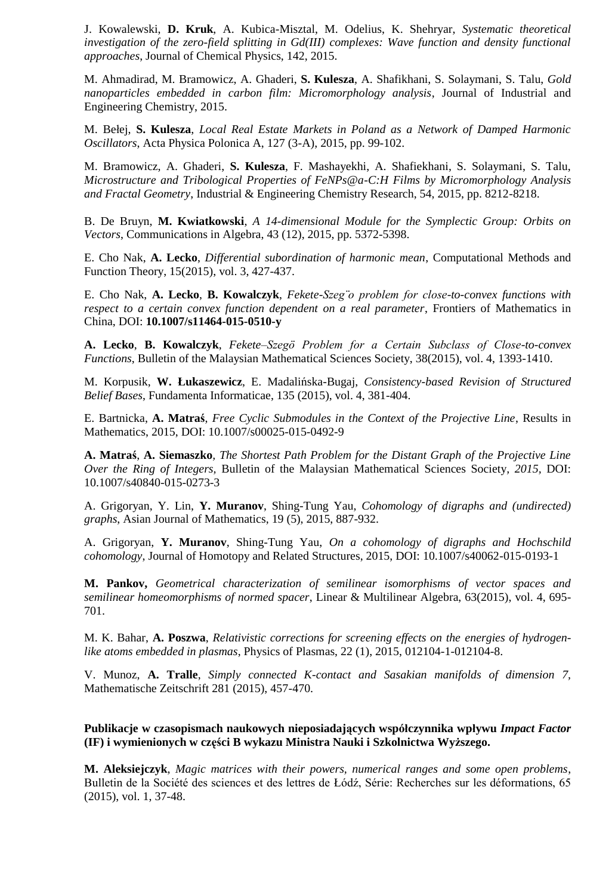J. Kowalewski, **D. Kruk**, A. Kubica-Misztal, M. Odelius, K. Shehryar, *Systematic theoretical investigation of the zero-field splitting in Gd(III) complexes: Wave function and density functional approaches*, Journal of Chemical Physics, 142, 2015.

M. Ahmadirad, M. Bramowicz, A. Ghaderi, **S. Kulesza**, A. Shafikhani, S. Solaymani, S. Talu, *Gold nanoparticles embedded in carbon film: Micromorphology analysis*, Journal of Industrial and Engineering Chemistry, 2015.

M. Bełej, **S. Kulesza**, *Local Real Estate Markets in Poland as a Network of Damped Harmonic Oscillators*, Acta Physica Polonica A, 127 (3-A), 2015, pp. 99-102.

M. Bramowicz, A. Ghaderi, **S. Kulesza**, F. Mashayekhi, A. Shafiekhani, S. Solaymani, S. Talu, *Microstructure and Tribological Properties of FeNPs@a-C:H Films by Micromorphology Analysis and Fractal Geometry*, Industrial & Engineering Chemistry Research, 54, 2015, pp. 8212-8218.

B. De Bruyn, **M. Kwiatkowski**, *A 14-dimensional Module for the Symplectic Group: Orbits on Vectors*, Communications in Algebra, 43 (12), 2015, pp. 5372-5398.

E. Cho Nak, **A. Lecko**, *Differential subordination of harmonic mean*, Computational Methods and Function Theory, 15(2015), vol. 3, 427-437.

E. Cho Nak, **A. Lecko**, **B. Kowalczyk**, *Fekete-Szeg¨o problem for close-to-convex functions with respect to a certain convex function dependent on a real parameter*, Frontiers of Mathematics in China, DOI: **10.1007/s11464-015-0510-y**

**A. Lecko**, **B. Kowalczyk**, *Fekete–Szegö Problem for a Certain Subclass of Close-to-convex Functions*, Bulletin of the Malaysian Mathematical Sciences Society, 38(2015), vol. 4, 1393-1410.

M. Korpusik, **W. Łukaszewicz**, E. Madalińska-Bugaj, *Consistency-based Revision of Structured Belief Bases*, Fundamenta Informaticae, 135 (2015), vol. 4, 381-404.

E. Bartnicka, **A. Matraś**, *Free Cyclic Submodules in the Context of the Projective Line*, Results in Mathematics, 2015, DOI: 10.1007/s00025-015-0492-9

**A. Matraś**, **A. Siemaszko**, *The Shortest Path Problem for the Distant Graph of the Projective Line Over the Ring of Integers*, Bulletin of the Malaysian Mathematical Sciences Society, *2015*, DOI: 10.1007/s40840-015-0273-3

A. Grigoryan, Y. Lin, **Y. Muranov**, Shing-Tung Yau, *Cohomology of digraphs and (undirected) graphs*, Asian Journal of Mathematics, 19 (5), 2015, 887-932.

A. Grigoryan, **Y. Muranov**, Shing-Tung Yau, *On a cohomology of digraphs and Hochschild cohomology*, Journal of Homotopy and Related Structures, 2015, DOI: 10.1007/s40062-015-0193-1

**M. Pankov,** *Geometrical characterization of semilinear isomorphisms of vector spaces and semilinear homeomorphisms of normed spacer*, Linear & Multilinear Algebra, 63(2015), vol. 4, 695-701.

M. K. Bahar, **A. Poszwa**, *Relativistic corrections for screening effects on the energies of hydrogen-like atoms embedded in plasmas*, Physics of Plasmas, 22 (1), 2015, 012104-1-012104-8.

V. Munoz, **A. Tralle**, *Simply connected K-contact and Sasakian manifolds of dimension 7*, Mathematische Zeitschrift 281 (2015), 457-470.

**Publikacje w czasopismach naukowych nieposiadających współczynnika wpływu *Impact Factor* (IF) i wymienionych w części B wykazu Ministra Nauki i Szkolnictwa Wyższego.**

**M. Aleksiejczyk**, *Magic matrices with their powers, numerical ranges and some open problems*, Bulletin de la Société des sciences et des lettres de Łódź, Série: Recherches sur les déformations, 65 (2015), vol. 1, 37-48.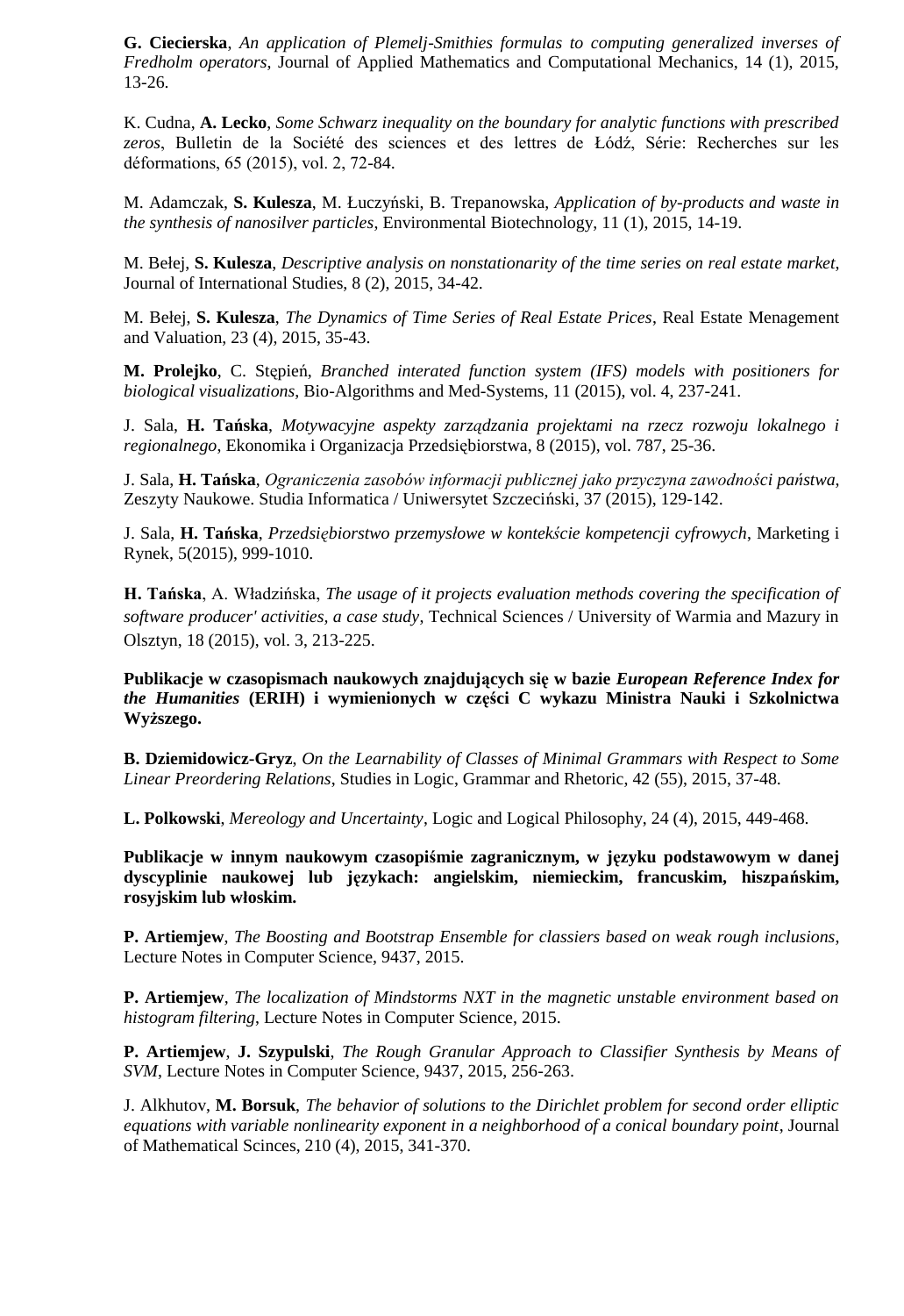**G. Ciecierska**, *An application of Plemelj-Smithies formulas to computing generalized inverses of Fredholm operators*, Journal of Applied Mathematics and Computational Mechanics, 14 (1), 2015, 13-26.

K. Cudna, **A. Lecko**, *Some Schwarz inequality on the boundary for analytic functions with prescribed zeros*, Bulletin de la Société des sciences et des lettres de Łódź, Série: Recherches sur les déformations, 65 (2015), vol. 2, 72-84.

M. Adamczak, **S. Kulesza**, M. Łuczyński, B. Trepanowska, *Application of by-products and waste in the synthesis of nanosilver particles*, Environmental Biotechnology, 11 (1), 2015, 14-19.

M. Bełej, **S. Kulesza**, *Descriptive analysis on nonstationarity of the time series on real estate market*, Journal of International Studies, 8 (2), 2015, 34-42.

M. Bełej, **S. Kulesza**, *The Dynamics of Time Series of Real Estate Prices*, Real Estate Menagement and Valuation, 23 (4), 2015, 35-43.

**M. Prolejko**, C. Stępień, *Branched interated function system (IFS) models with positioners for biological visualizations*, Bio-Algorithms and Med-Systems, 11 (2015), vol. 4, 237-241.

J. Sala, **H. Tańska**, *Motywacyjne aspekty zarządzania projektami na rzecz rozwoju lokalnego i regionalnego*, Ekonomika i Organizacja Przedsiębiorstwa, 8 (2015), vol. 787, 25-36.

J. Sala, **H. Tańska**, *Ograniczenia zasobów informacji publicznej jako przyczyna zawodności państwa*, Zeszyty Naukowe. Studia Informatica / Uniwersytet Szczeciński, 37 (2015), 129-142.

J. Sala, **H. Tańska**, *Przedsiębiorstwo przemysłowe w kontekście kompetencji cyfrowych*, Marketing i Rynek, 5(2015), 999-1010.

**H. Tańska**, A. Władzińska, *The usage of it projects evaluation methods covering the specification of software producer' activities, a case study*, Technical Sciences / University of Warmia and Mazury in Olsztyn, 18 (2015), vol. 3, 213-225.

**Publikacje w czasopismach naukowych znajdujących się w bazie *European Reference Index for the Humanities* (ERIH) i wymienionych w części C wykazu Ministra Nauki i Szkolnictwa Wyższego.**

**B. Dziemidowicz-Gryz**, *On the Learnability of Classes of Minimal Grammars with Respect to Some Linear Preordering Relations*, Studies in Logic, Grammar and Rhetoric, 42 (55), 2015, 37-48.

**L. Polkowski**, *Mereology and Uncertainty*, Logic and Logical Philosophy, 24 (4), 2015, 449-468.

**Publikacje w innym naukowym czasopiśmie zagranicznym, w języku podstawowym w danej dyscyplinie naukowej lub językach: angielskim, niemieckim, francuskim, hiszpańskim, rosyjskim lub włoskim.**

**P. Artiemjew**, *The Boosting and Bootstrap Ensemble for classiers based on weak rough inclusions*, Lecture Notes in Computer Science, 9437, 2015.

**P. Artiemjew**, *The localization of Mindstorms NXT in the magnetic unstable environment based on histogram filtering*, Lecture Notes in Computer Science, 2015.

**P. Artiemjew**, **J. Szypulski**, *The Rough Granular Approach to Classifier Synthesis by Means of SVM*, Lecture Notes in Computer Science, 9437, 2015, 256-263.

J. Alkhutov, **M. Borsuk**, *The behavior of solutions to the Dirichlet problem for second order elliptic equations with variable nonlinearity exponent in a neighborhood of a conical boundary point*, Journal of Mathematical Scinces, 210 (4), 2015, 341-370.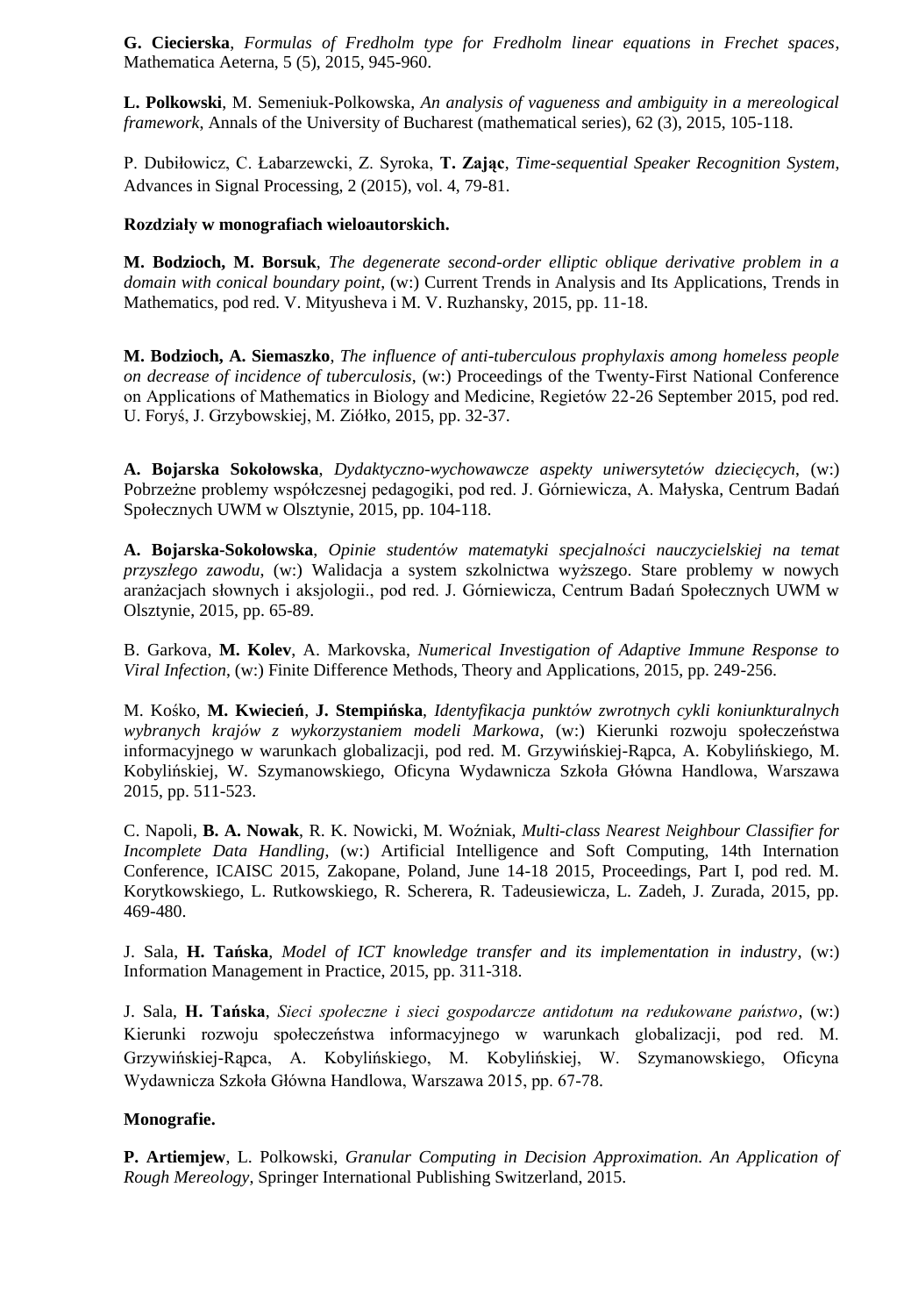**G. Ciecierska**, *Formulas of Fredholm type for Fredholm linear equations in Frechet spaces*, Mathematica Aeterna, 5 (5), 2015, 945-960.

**L. Polkowski**, M. Semeniuk-Polkowska, *An analysis of vagueness and ambiguity in a mereological framework*, Annals of the University of Bucharest (mathematical series), 62 (3), 2015, 105-118.

P. Dubiłowicz, C. Łabarzewcki, Z. Syroka, **T. Zając**, *Time-sequential Speaker Recognition System*, Advances in Signal Processing, 2 (2015), vol. 4, 79-81.

**Rozdziały w monografiach wieloautorskich.**

**M. Bodzioch, M. Borsuk**, *The degenerate second-order elliptic oblique derivative problem in a domain with conical boundary point*, (w:) Current Trends in Analysis and Its Applications, Trends in Mathematics, pod red. V. Mityusheva i M. V. Ruzhansky, 2015, pp. 11-18.

**M. Bodzioch, A. Siemaszko**, *The influence of anti-tuberculous prophylaxis among homeless people on decrease of incidence of tuberculosis*, (w:) Proceedings of the Twenty-First National Conference on Applications of Mathematics in Biology and Medicine, Regietów 22-26 September 2015, pod red. U. Foryś, J. Grzybowskiej, M. Ziółko, 2015, pp. 32-37.

**A. Bojarska Sokołowska**, *Dydaktyczno-wychowawcze aspekty uniwersytetów dziecięcych*, (w:) Pobrzeżne problemy współczesnej pedagogiki, pod red. J. Górniewicza, A. Małyska, Centrum Badań Społecznych UWM w Olsztynie, 2015, pp. 104-118.

**A. Bojarska-Sokołowska**, *Opinie studentów matematyki specjalności nauczycielskiej na temat przyszłego zawodu*, (w:) Walidacja a system szkolnictwa wyższego. Stare problemy w nowych aranżacjach słownych i aksjologii., pod red. J. Górniewicza, Centrum Badań Społecznych UWM w Olsztynie, 2015, pp. 65-89.

B. Garkova, **M. Kolev**, A. Markovska, *Numerical Investigation of Adaptive Immune Response to Viral Infection*, (w:) Finite Difference Methods, Theory and Applications, 2015, pp. 249-256.

M. Kośko, **M. Kwiecień**, **J. Stempińska**, *Identyfikacja punktów zwrotnych cykli koniunkturalnych wybranych krajów z wykorzystaniem modeli Markowa*, (w:) Kierunki rozwoju społeczeństwa informacyjnego w warunkach globalizacji, pod red. M. Grzywińskiej-Rąpca, A. Kobylińskiego, M. Kobylińskiej, W. Szymanowskiego, Oficyna Wydawnicza Szkoła Główna Handlowa, Warszawa 2015, pp. 511-523.

C. Napoli, **B. A. Nowak**, R. K. Nowicki, M. Woźniak, *Multi-class Nearest Neighbour Classifier for Incomplete Data Handling*, (w:) Artificial Intelligence and Soft Computing, 14th Internation Conference, ICAISC 2015, Zakopane, Poland, June 14-18 2015, Proceedings, Part I, pod red. M. Korytkowskiego, L. Rutkowskiego, R. Scherera, R. Tadeusiewicza, L. Zadeh, J. Zurada, 2015, pp. 469-480.

J. Sala, **H. Tańska**, *Model of ICT knowledge transfer and its implementation in industry*, (w:) Information Management in Practice, 2015, pp. 311-318.

J. Sala, **H. Tańska**, *Sieci społeczne i sieci gospodarcze antidotum na redukowane państwo*, (w:) Kierunki rozwoju społeczeństwa informacyjnego w warunkach globalizacji, pod red. M. Grzywińskiej-Rąpca, A. Kobylińskiego, M. Kobylińskiej, W. Szymanowskiego, Oficyna Wydawnicza Szkoła Główna Handlowa, Warszawa 2015, pp. 67-78.

**Monografie.**

**P. Artiemjew**, L. Polkowski, *Granular Computing in Decision Approximation. An Application of Rough Mereology*, Springer International Publishing Switzerland, 2015.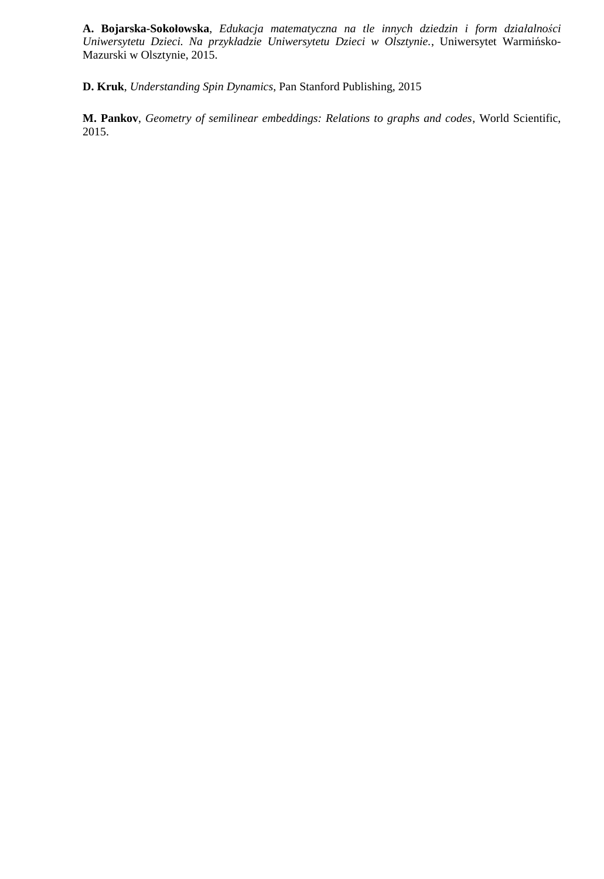**A. Bojarska-Sokołowska**, *Edukacja matematyczna na tle innych dziedzin i form działalności Uniwersytetu Dzieci. Na przykładzie Uniwersytetu Dzieci w Olsztynie.*, Uniwersytet Warmińsko-Mazurski w Olsztynie, 2015.

**D. Kruk**, *Understanding Spin Dynamics*, Pan Stanford Publishing, 2015

**M. Pankov**, *Geometry of semilinear embeddings: Relations to graphs and codes*, World Scientific, 2015.